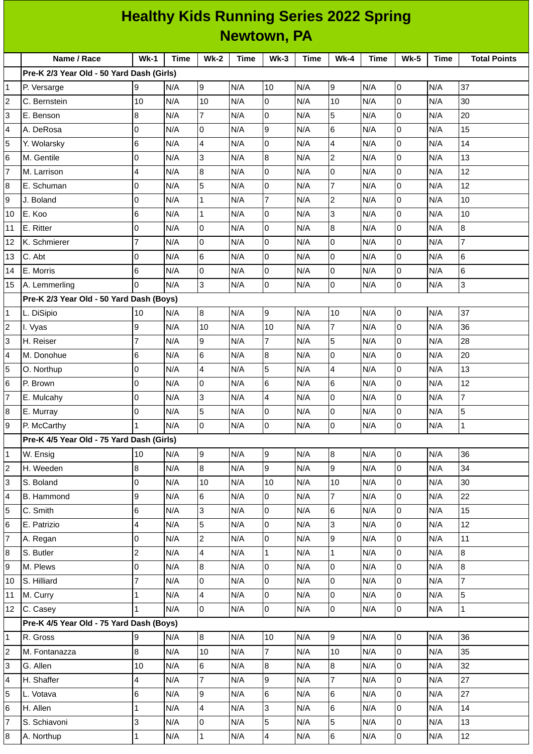# Healthy Kids Running Series 2022 Spring
## Newtown, PA

| | Name / Race | Wk-1 | Time | Wk-2 | Time | Wk-3 | Time | Wk-4 | Time | Wk-5 | Time | Total Points |
|---|---|---|---|---|---|---|---|---|---|---|---|---|
| | **Pre-K 2/3 Year Old - 50 Yard Dash (Girls)** | | | | | | | | | | | |
| 1 | P. Versarge | 9 | N/A | 9 | N/A | 10 | N/A | 9 | N/A | 0 | N/A | 37 |
| 2 | C. Bernstein | 10 | N/A | 10 | N/A | 0 | N/A | 10 | N/A | 0 | N/A | 30 |
| 3 | E. Benson | 8 | N/A | 7 | N/A | 0 | N/A | 5 | N/A | 0 | N/A | 20 |
| 4 | A. DeRosa | 0 | N/A | 0 | N/A | 9 | N/A | 6 | N/A | 0 | N/A | 15 |
| 5 | Y. Wolarsky | 6 | N/A | 4 | N/A | 0 | N/A | 4 | N/A | 0 | N/A | 14 |
| 6 | M. Gentile | 0 | N/A | 3 | N/A | 8 | N/A | 2 | N/A | 0 | N/A | 13 |
| 7 | M. Larrison | 4 | N/A | 8 | N/A | 0 | N/A | 0 | N/A | 0 | N/A | 12 |
| 8 | E. Schuman | 0 | N/A | 5 | N/A | 0 | N/A | 7 | N/A | 0 | N/A | 12 |
| 9 | J. Boland | 0 | N/A | 1 | N/A | 7 | N/A | 2 | N/A | 0 | N/A | 10 |
| 10 | E. Koo | 6 | N/A | 1 | N/A | 0 | N/A | 3 | N/A | 0 | N/A | 10 |
| 11 | E. Ritter | 0 | N/A | 0 | N/A | 0 | N/A | 8 | N/A | 0 | N/A | 8 |
| 12 | K. Schmierer | 7 | N/A | 0 | N/A | 0 | N/A | 0 | N/A | 0 | N/A | 7 |
| 13 | C. Abt | 0 | N/A | 6 | N/A | 0 | N/A | 0 | N/A | 0 | N/A | 6 |
| 14 | E. Morris | 6 | N/A | 0 | N/A | 0 | N/A | 0 | N/A | 0 | N/A | 6 |
| 15 | A. Lemmerling | 0 | N/A | 3 | N/A | 0 | N/A | 0 | N/A | 0 | N/A | 3 |
| | **Pre-K 2/3 Year Old - 50 Yard Dash (Boys)** | | | | | | | | | | | |
| 1 | L. DiSipio | 10 | N/A | 8 | N/A | 9 | N/A | 10 | N/A | 0 | N/A | 37 |
| 2 | I. Vyas | 9 | N/A | 10 | N/A | 10 | N/A | 7 | N/A | 0 | N/A | 36 |
| 3 | H. Reiser | 7 | N/A | 9 | N/A | 7 | N/A | 5 | N/A | 0 | N/A | 28 |
| 4 | M. Donohue | 6 | N/A | 6 | N/A | 8 | N/A | 0 | N/A | 0 | N/A | 20 |
| 5 | O. Northup | 0 | N/A | 4 | N/A | 5 | N/A | 4 | N/A | 0 | N/A | 13 |
| 6 | P. Brown | 0 | N/A | 0 | N/A | 6 | N/A | 6 | N/A | 0 | N/A | 12 |
| 7 | E. Mulcahy | 0 | N/A | 3 | N/A | 4 | N/A | 0 | N/A | 0 | N/A | 7 |
| 8 | E. Murray | 0 | N/A | 5 | N/A | 0 | N/A | 0 | N/A | 0 | N/A | 5 |
| 9 | P. McCarthy | 1 | N/A | 0 | N/A | 0 | N/A | 0 | N/A | 0 | N/A | 1 |
| | **Pre-K 4/5 Year Old - 75 Yard Dash (Girls)** | | | | | | | | | | | |
| 1 | W. Ensig | 10 | N/A | 9 | N/A | 9 | N/A | 8 | N/A | 0 | N/A | 36 |
| 2 | H. Weeden | 8 | N/A | 8 | N/A | 9 | N/A | 9 | N/A | 0 | N/A | 34 |
| 3 | S. Boland | 0 | N/A | 10 | N/A | 10 | N/A | 10 | N/A | 0 | N/A | 30 |
| 4 | B. Hammond | 9 | N/A | 6 | N/A | 0 | N/A | 7 | N/A | 0 | N/A | 22 |
| 5 | C. Smith | 6 | N/A | 3 | N/A | 0 | N/A | 6 | N/A | 0 | N/A | 15 |
| 6 | E. Patrizio | 4 | N/A | 5 | N/A | 0 | N/A | 3 | N/A | 0 | N/A | 12 |
| 7 | A. Regan | 0 | N/A | 2 | N/A | 0 | N/A | 9 | N/A | 0 | N/A | 11 |
| 8 | S. Butler | 2 | N/A | 4 | N/A | 1 | N/A | 1 | N/A | 0 | N/A | 8 |
| 9 | M. Plews | 0 | N/A | 8 | N/A | 0 | N/A | 0 | N/A | 0 | N/A | 8 |
| 10 | S. Hilliard | 7 | N/A | 0 | N/A | 0 | N/A | 0 | N/A | 0 | N/A | 7 |
| 11 | M. Curry | 1 | N/A | 4 | N/A | 0 | N/A | 0 | N/A | 0 | N/A | 5 |
| 12 | C. Casey | 1 | N/A | 0 | N/A | 0 | N/A | 0 | N/A | 0 | N/A | 1 |
| | **Pre-K 4/5 Year Old - 75 Yard Dash (Boys)** | | | | | | | | | | | |
| 1 | R. Gross | 9 | N/A | 8 | N/A | 10 | N/A | 9 | N/A | 0 | N/A | 36 |
| 2 | M. Fontanazza | 8 | N/A | 10 | N/A | 7 | N/A | 10 | N/A | 0 | N/A | 35 |
| 3 | G. Allen | 10 | N/A | 6 | N/A | 8 | N/A | 8 | N/A | 0 | N/A | 32 |
| 4 | H. Shaffer | 4 | N/A | 7 | N/A | 9 | N/A | 7 | N/A | 0 | N/A | 27 |
| 5 | L. Votava | 6 | N/A | 9 | N/A | 6 | N/A | 6 | N/A | 0 | N/A | 27 |
| 6 | H. Allen | 1 | N/A | 4 | N/A | 3 | N/A | 6 | N/A | 0 | N/A | 14 |
| 7 | S. Schiavoni | 3 | N/A | 0 | N/A | 5 | N/A | 5 | N/A | 0 | N/A | 13 |
| 8 | A. Northup | 1 | N/A | 1 | N/A | 4 | N/A | 6 | N/A | 0 | N/A | 12 |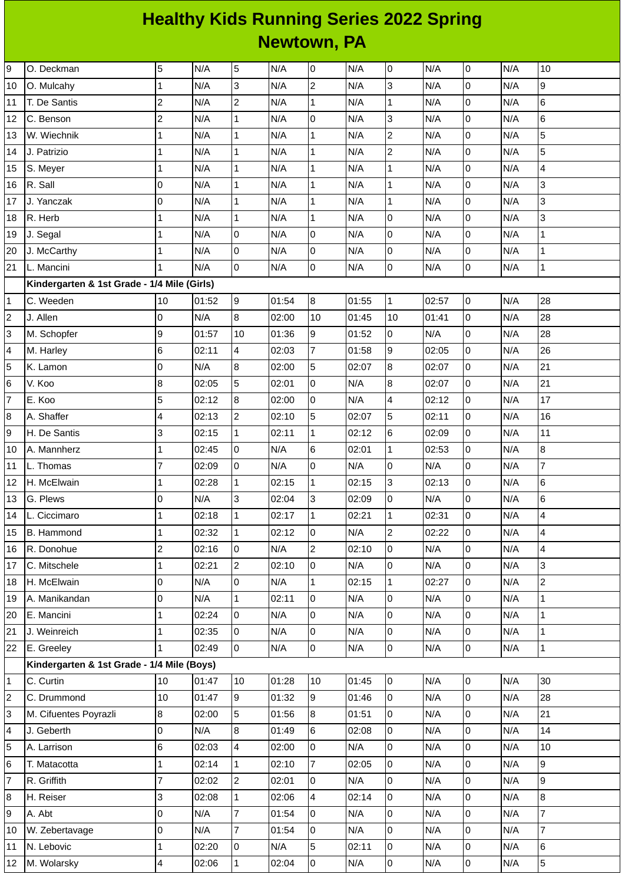# Healthy Kids Running Series 2022 Spring
## Newtown, PA

| | | | | | | | | | | | | |
|---|---|---|---|---|---|---|---|---|---|---|---|---|
| 9 | O. Deckman | 5 | N/A | 5 | N/A | 0 | N/A | 0 | N/A | 0 | N/A | 10 |
| 10 | O. Mulcahy | 1 | N/A | 3 | N/A | 2 | N/A | 3 | N/A | 0 | N/A | 9 |
| 11 | T. De Santis | 2 | N/A | 2 | N/A | 1 | N/A | 1 | N/A | 0 | N/A | 6 |
| 12 | C. Benson | 2 | N/A | 1 | N/A | 0 | N/A | 3 | N/A | 0 | N/A | 6 |
| 13 | W. Wiechnik | 1 | N/A | 1 | N/A | 1 | N/A | 2 | N/A | 0 | N/A | 5 |
| 14 | J. Patrizio | 1 | N/A | 1 | N/A | 1 | N/A | 2 | N/A | 0 | N/A | 5 |
| 15 | S. Meyer | 1 | N/A | 1 | N/A | 1 | N/A | 1 | N/A | 0 | N/A | 4 |
| 16 | R. Sall | 0 | N/A | 1 | N/A | 1 | N/A | 1 | N/A | 0 | N/A | 3 |
| 17 | J. Yanczak | 0 | N/A | 1 | N/A | 1 | N/A | 1 | N/A | 0 | N/A | 3 |
| 18 | R. Herb | 1 | N/A | 1 | N/A | 1 | N/A | 0 | N/A | 0 | N/A | 3 |
| 19 | J. Segal | 1 | N/A | 0 | N/A | 0 | N/A | 0 | N/A | 0 | N/A | 1 |
| 20 | J. McCarthy | 1 | N/A | 0 | N/A | 0 | N/A | 0 | N/A | 0 | N/A | 1 |
| 21 | L. Mancini | 1 | N/A | 0 | N/A | 0 | N/A | 0 | N/A | 0 | N/A | 1 |
| | **Kindergarten & 1st Grade - 1/4 Mile (Girls)** | | | | | | | | | | | |
| 1 | C. Weeden | 10 | 01:52 | 9 | 01:54 | 8 | 01:55 | 1 | 02:57 | 0 | N/A | 28 |
| 2 | J. Allen | 0 | N/A | 8 | 02:00 | 10 | 01:45 | 10 | 01:41 | 0 | N/A | 28 |
| 3 | M. Schopfer | 9 | 01:57 | 10 | 01:36 | 9 | 01:52 | 0 | N/A | 0 | N/A | 28 |
| 4 | M. Harley | 6 | 02:11 | 4 | 02:03 | 7 | 01:58 | 9 | 02:05 | 0 | N/A | 26 |
| 5 | K. Lamon | 0 | N/A | 8 | 02:00 | 5 | 02:07 | 8 | 02:07 | 0 | N/A | 21 |
| 6 | V. Koo | 8 | 02:05 | 5 | 02:01 | 0 | N/A | 8 | 02:07 | 0 | N/A | 21 |
| 7 | E. Koo | 5 | 02:12 | 8 | 02:00 | 0 | N/A | 4 | 02:12 | 0 | N/A | 17 |
| 8 | A. Shaffer | 4 | 02:13 | 2 | 02:10 | 5 | 02:07 | 5 | 02:11 | 0 | N/A | 16 |
| 9 | H. De Santis | 3 | 02:15 | 1 | 02:11 | 1 | 02:12 | 6 | 02:09 | 0 | N/A | 11 |
| 10 | A. Mannherz | 1 | 02:45 | 0 | N/A | 6 | 02:01 | 1 | 02:53 | 0 | N/A | 8 |
| 11 | L. Thomas | 7 | 02:09 | 0 | N/A | 0 | N/A | 0 | N/A | 0 | N/A | 7 |
| 12 | H. McElwain | 1 | 02:28 | 1 | 02:15 | 1 | 02:15 | 3 | 02:13 | 0 | N/A | 6 |
| 13 | G. Plews | 0 | N/A | 3 | 02:04 | 3 | 02:09 | 0 | N/A | 0 | N/A | 6 |
| 14 | L. Ciccimaro | 1 | 02:18 | 1 | 02:17 | 1 | 02:21 | 1 | 02:31 | 0 | N/A | 4 |
| 15 | B. Hammond | 1 | 02:32 | 1 | 02:12 | 0 | N/A | 2 | 02:22 | 0 | N/A | 4 |
| 16 | R. Donohue | 2 | 02:16 | 0 | N/A | 2 | 02:10 | 0 | N/A | 0 | N/A | 4 |
| 17 | C. Mitschele | 1 | 02:21 | 2 | 02:10 | 0 | N/A | 0 | N/A | 0 | N/A | 3 |
| 18 | H. McElwain | 0 | N/A | 0 | N/A | 1 | 02:15 | 1 | 02:27 | 0 | N/A | 2 |
| 19 | A. Manikandan | 0 | N/A | 1 | 02:11 | 0 | N/A | 0 | N/A | 0 | N/A | 1 |
| 20 | E. Mancini | 1 | 02:24 | 0 | N/A | 0 | N/A | 0 | N/A | 0 | N/A | 1 |
| 21 | J. Weinreich | 1 | 02:35 | 0 | N/A | 0 | N/A | 0 | N/A | 0 | N/A | 1 |
| 22 | E. Greeley | 1 | 02:49 | 0 | N/A | 0 | N/A | 0 | N/A | 0 | N/A | 1 |
| | **Kindergarten & 1st Grade - 1/4 Mile (Boys)** | | | | | | | | | | | |
| 1 | C. Curtin | 10 | 01:47 | 10 | 01:28 | 10 | 01:45 | 0 | N/A | 0 | N/A | 30 |
| 2 | C. Drummond | 10 | 01:47 | 9 | 01:32 | 9 | 01:46 | 0 | N/A | 0 | N/A | 28 |
| 3 | M. Cifuentes Poyrazli | 8 | 02:00 | 5 | 01:56 | 8 | 01:51 | 0 | N/A | 0 | N/A | 21 |
| 4 | J. Geberth | 0 | N/A | 8 | 01:49 | 6 | 02:08 | 0 | N/A | 0 | N/A | 14 |
| 5 | A. Larrison | 6 | 02:03 | 4 | 02:00 | 0 | N/A | 0 | N/A | 0 | N/A | 10 |
| 6 | T. Matacotta | 1 | 02:14 | 1 | 02:10 | 7 | 02:05 | 0 | N/A | 0 | N/A | 9 |
| 7 | R. Griffith | 7 | 02:02 | 2 | 02:01 | 0 | N/A | 0 | N/A | 0 | N/A | 9 |
| 8 | H. Reiser | 3 | 02:08 | 1 | 02:06 | 4 | 02:14 | 0 | N/A | 0 | N/A | 8 |
| 9 | A. Abt | 0 | N/A | 7 | 01:54 | 0 | N/A | 0 | N/A | 0 | N/A | 7 |
| 10 | W. Zebertavage | 0 | N/A | 7 | 01:54 | 0 | N/A | 0 | N/A | 0 | N/A | 7 |
| 11 | N. Lebovic | 1 | 02:20 | 0 | N/A | 5 | 02:11 | 0 | N/A | 0 | N/A | 6 |
| 12 | M. Wolarsky | 4 | 02:06 | 1 | 02:04 | 0 | N/A | 0 | N/A | 0 | N/A | 5 |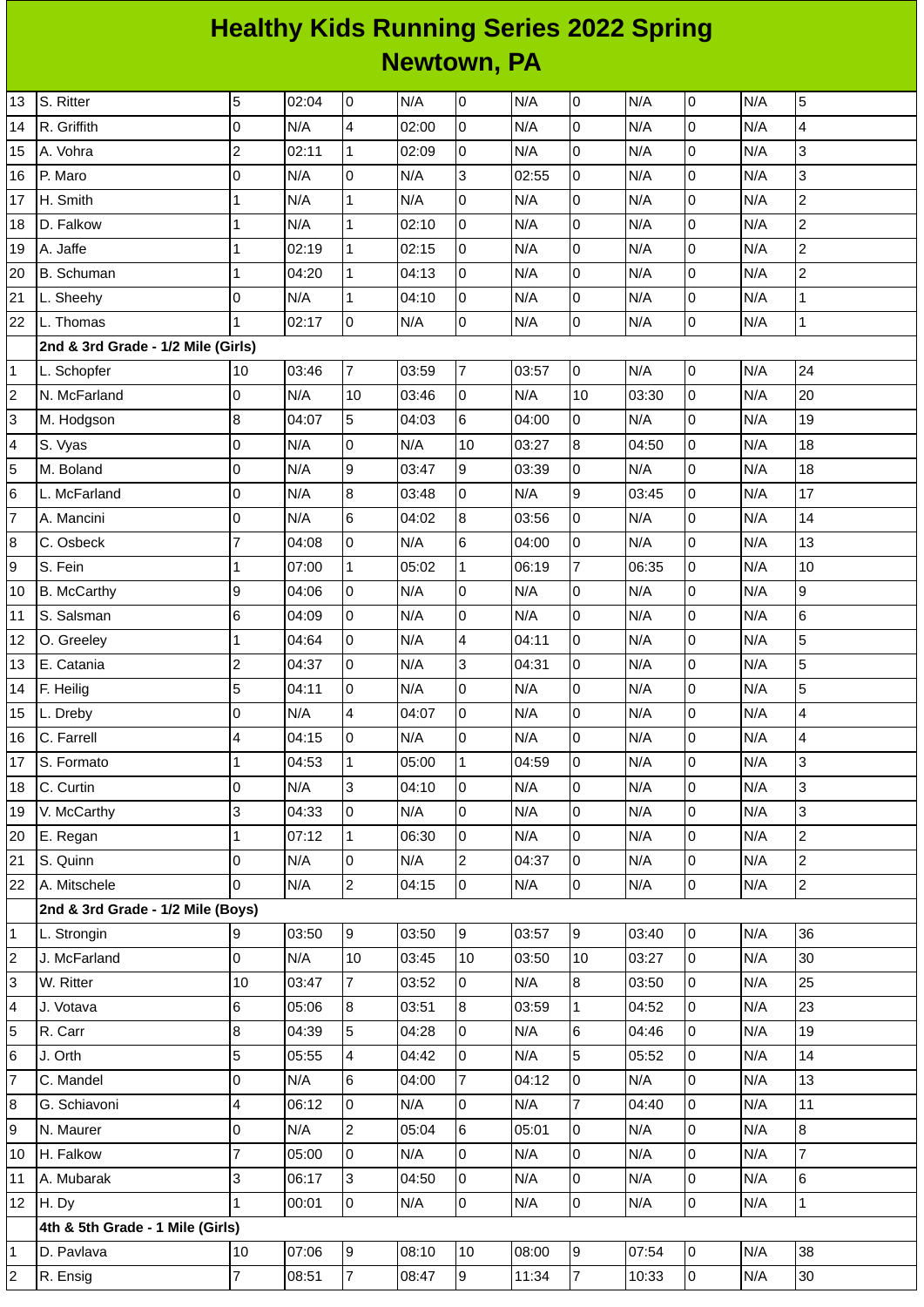# Healthy Kids Running Series 2022 Spring

## Newtown, PA

| | | | | | | | | | | | | |
|---|---|---|---|---|---|---|---|---|---|---|---|---|
| 13 | S. Ritter | 5 | 02:04 | 0 | N/A | 0 | N/A | 0 | N/A | 0 | N/A | 5 |
| 14 | R. Griffith | 0 | N/A | 4 | 02:00 | 0 | N/A | 0 | N/A | 0 | N/A | 4 |
| 15 | A. Vohra | 2 | 02:11 | 1 | 02:09 | 0 | N/A | 0 | N/A | 0 | N/A | 3 |
| 16 | P. Maro | 0 | N/A | 0 | N/A | 3 | 02:55 | 0 | N/A | 0 | N/A | 3 |
| 17 | H. Smith | 1 | N/A | 1 | N/A | 0 | N/A | 0 | N/A | 0 | N/A | 2 |
| 18 | D. Falkow | 1 | N/A | 1 | 02:10 | 0 | N/A | 0 | N/A | 0 | N/A | 2 |
| 19 | A. Jaffe | 1 | 02:19 | 1 | 02:15 | 0 | N/A | 0 | N/A | 0 | N/A | 2 |
| 20 | B. Schuman | 1 | 04:20 | 1 | 04:13 | 0 | N/A | 0 | N/A | 0 | N/A | 2 |
| 21 | L. Sheehy | 0 | N/A | 1 | 04:10 | 0 | N/A | 0 | N/A | 0 | N/A | 1 |
| 22 | L. Thomas | 1 | 02:17 | 0 | N/A | 0 | N/A | 0 | N/A | 0 | N/A | 1 |
| | **2nd & 3rd Grade - 1/2 Mile (Girls)** | | | | | | | | | | | |
| 1 | L. Schopfer | 10 | 03:46 | 7 | 03:59 | 7 | 03:57 | 0 | N/A | 0 | N/A | 24 |
| 2 | N. McFarland | 0 | N/A | 10 | 03:46 | 0 | N/A | 10 | 03:30 | 0 | N/A | 20 |
| 3 | M. Hodgson | 8 | 04:07 | 5 | 04:03 | 6 | 04:00 | 0 | N/A | 0 | N/A | 19 |
| 4 | S. Vyas | 0 | N/A | 0 | N/A | 10 | 03:27 | 8 | 04:50 | 0 | N/A | 18 |
| 5 | M. Boland | 0 | N/A | 9 | 03:47 | 9 | 03:39 | 0 | N/A | 0 | N/A | 18 |
| 6 | L. McFarland | 0 | N/A | 8 | 03:48 | 0 | N/A | 9 | 03:45 | 0 | N/A | 17 |
| 7 | A. Mancini | 0 | N/A | 6 | 04:02 | 8 | 03:56 | 0 | N/A | 0 | N/A | 14 |
| 8 | C. Osbeck | 7 | 04:08 | 0 | N/A | 6 | 04:00 | 0 | N/A | 0 | N/A | 13 |
| 9 | S. Fein | 1 | 07:00 | 1 | 05:02 | 1 | 06:19 | 7 | 06:35 | 0 | N/A | 10 |
| 10 | B. McCarthy | 9 | 04:06 | 0 | N/A | 0 | N/A | 0 | N/A | 0 | N/A | 9 |
| 11 | S. Salsman | 6 | 04:09 | 0 | N/A | 0 | N/A | 0 | N/A | 0 | N/A | 6 |
| 12 | O. Greeley | 1 | 04:64 | 0 | N/A | 4 | 04:11 | 0 | N/A | 0 | N/A | 5 |
| 13 | E. Catania | 2 | 04:37 | 0 | N/A | 3 | 04:31 | 0 | N/A | 0 | N/A | 5 |
| 14 | F. Heilig | 5 | 04:11 | 0 | N/A | 0 | N/A | 0 | N/A | 0 | N/A | 5 |
| 15 | L. Dreby | 0 | N/A | 4 | 04:07 | 0 | N/A | 0 | N/A | 0 | N/A | 4 |
| 16 | C. Farrell | 4 | 04:15 | 0 | N/A | 0 | N/A | 0 | N/A | 0 | N/A | 4 |
| 17 | S. Formato | 1 | 04:53 | 1 | 05:00 | 1 | 04:59 | 0 | N/A | 0 | N/A | 3 |
| 18 | C. Curtin | 0 | N/A | 3 | 04:10 | 0 | N/A | 0 | N/A | 0 | N/A | 3 |
| 19 | V. McCarthy | 3 | 04:33 | 0 | N/A | 0 | N/A | 0 | N/A | 0 | N/A | 3 |
| 20 | E. Regan | 1 | 07:12 | 1 | 06:30 | 0 | N/A | 0 | N/A | 0 | N/A | 2 |
| 21 | S. Quinn | 0 | N/A | 0 | N/A | 2 | 04:37 | 0 | N/A | 0 | N/A | 2 |
| 22 | A. Mitschele | 0 | N/A | 2 | 04:15 | 0 | N/A | 0 | N/A | 0 | N/A | 2 |
| | **2nd & 3rd Grade - 1/2 Mile (Boys)** | | | | | | | | | | | |
| 1 | L. Strongin | 9 | 03:50 | 9 | 03:50 | 9 | 03:57 | 9 | 03:40 | 0 | N/A | 36 |
| 2 | J. McFarland | 0 | N/A | 10 | 03:45 | 10 | 03:50 | 10 | 03:27 | 0 | N/A | 30 |
| 3 | W. Ritter | 10 | 03:47 | 7 | 03:52 | 0 | N/A | 8 | 03:50 | 0 | N/A | 25 |
| 4 | J. Votava | 6 | 05:06 | 8 | 03:51 | 8 | 03:59 | 1 | 04:52 | 0 | N/A | 23 |
| 5 | R. Carr | 8 | 04:39 | 5 | 04:28 | 0 | N/A | 6 | 04:46 | 0 | N/A | 19 |
| 6 | J. Orth | 5 | 05:55 | 4 | 04:42 | 0 | N/A | 5 | 05:52 | 0 | N/A | 14 |
| 7 | C. Mandel | 0 | N/A | 6 | 04:00 | 7 | 04:12 | 0 | N/A | 0 | N/A | 13 |
| 8 | G. Schiavoni | 4 | 06:12 | 0 | N/A | 0 | N/A | 7 | 04:40 | 0 | N/A | 11 |
| 9 | N. Maurer | 0 | N/A | 2 | 05:04 | 6 | 05:01 | 0 | N/A | 0 | N/A | 8 |
| 10 | H. Falkow | 7 | 05:00 | 0 | N/A | 0 | N/A | 0 | N/A | 0 | N/A | 7 |
| 11 | A. Mubarak | 3 | 06:17 | 3 | 04:50 | 0 | N/A | 0 | N/A | 0 | N/A | 6 |
| 12 | H. Dy | 1 | 00:01 | 0 | N/A | 0 | N/A | 0 | N/A | 0 | N/A | 1 |
| | **4th & 5th Grade - 1 Mile (Girls)** | | | | | | | | | | | |
| 1 | D. Pavlava | 10 | 07:06 | 9 | 08:10 | 10 | 08:00 | 9 | 07:54 | 0 | N/A | 38 |
| 2 | R. Ensig | 7 | 08:51 | 7 | 08:47 | 9 | 11:34 | 7 | 10:33 | 0 | N/A | 30 |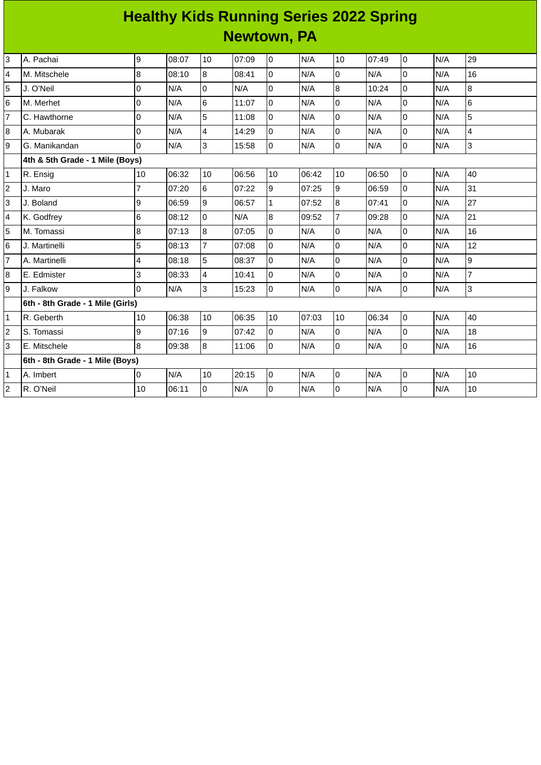# Healthy Kids Running Series 2022 Spring
## Newtown, PA

| | | | | | | | | | | | | |
|---|---|---|---|---|---|---|---|---|---|---|---|---|
| 3 | A. Pachai | 9 | 08:07 | 10 | 07:09 | 0 | N/A | 10 | 07:49 | 0 | N/A | 29 |
| 4 | M. Mitschele | 8 | 08:10 | 8 | 08:41 | 0 | N/A | 0 | N/A | 0 | N/A | 16 |
| 5 | J. O'Neil | 0 | N/A | 0 | N/A | 0 | N/A | 8 | 10:24 | 0 | N/A | 8 |
| 6 | M. Merhet | 0 | N/A | 6 | 11:07 | 0 | N/A | 0 | N/A | 0 | N/A | 6 |
| 7 | C. Hawthorne | 0 | N/A | 5 | 11:08 | 0 | N/A | 0 | N/A | 0 | N/A | 5 |
| 8 | A. Mubarak | 0 | N/A | 4 | 14:29 | 0 | N/A | 0 | N/A | 0 | N/A | 4 |
| 9 | G. Manikandan | 0 | N/A | 3 | 15:58 | 0 | N/A | 0 | N/A | 0 | N/A | 3 |
| | **4th & 5th Grade - 1 Mile (Boys)** | | | | | | | | | | | |
| 1 | R. Ensig | 10 | 06:32 | 10 | 06:56 | 10 | 06:42 | 10 | 06:50 | 0 | N/A | 40 |
| 2 | J. Maro | 7 | 07:20 | 6 | 07:22 | 9 | 07:25 | 9 | 06:59 | 0 | N/A | 31 |
| 3 | J. Boland | 9 | 06:59 | 9 | 06:57 | 1 | 07:52 | 8 | 07:41 | 0 | N/A | 27 |
| 4 | K. Godfrey | 6 | 08:12 | 0 | N/A | 8 | 09:52 | 7 | 09:28 | 0 | N/A | 21 |
| 5 | M. Tomassi | 8 | 07:13 | 8 | 07:05 | 0 | N/A | 0 | N/A | 0 | N/A | 16 |
| 6 | J. Martinelli | 5 | 08:13 | 7 | 07:08 | 0 | N/A | 0 | N/A | 0 | N/A | 12 |
| 7 | A. Martinelli | 4 | 08:18 | 5 | 08:37 | 0 | N/A | 0 | N/A | 0 | N/A | 9 |
| 8 | E. Edmister | 3 | 08:33 | 4 | 10:41 | 0 | N/A | 0 | N/A | 0 | N/A | 7 |
| 9 | J. Falkow | 0 | N/A | 3 | 15:23 | 0 | N/A | 0 | N/A | 0 | N/A | 3 |
| | **6th - 8th Grade - 1 Mile (Girls)** | | | | | | | | | | | |
| 1 | R. Geberth | 10 | 06:38 | 10 | 06:35 | 10 | 07:03 | 10 | 06:34 | 0 | N/A | 40 |
| 2 | S. Tomassi | 9 | 07:16 | 9 | 07:42 | 0 | N/A | 0 | N/A | 0 | N/A | 18 |
| 3 | E. Mitschele | 8 | 09:38 | 8 | 11:06 | 0 | N/A | 0 | N/A | 0 | N/A | 16 |
| | **6th - 8th Grade - 1 Mile (Boys)** | | | | | | | | | | | |
| 1 | A. Imbert | 0 | N/A | 10 | 20:15 | 0 | N/A | 0 | N/A | 0 | N/A | 10 |
| 2 | R. O'Neil | 10 | 06:11 | 0 | N/A | 0 | N/A | 0 | N/A | 0 | N/A | 10 |